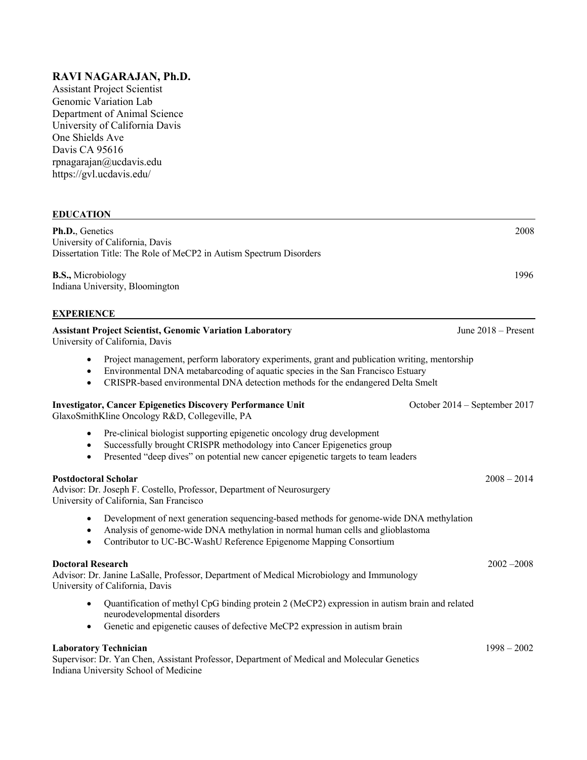# RAVI NAGARAJAN, Ph.D.

Assistant Project Scientist
Genomic Variation Lab
Department of Animal Science
University of California Davis
One Shields Ave
Davis CA 95616
rpnagarajan@ucdavis.edu
https://gvl.ucdavis.edu/

## EDUCATION

**Ph.D.**, Genetics — 2008
University of California, Davis
Dissertation Title: The Role of MeCP2 in Autism Spectrum Disorders

**B.S.,** Microbiology — 1996
Indiana University, Bloomington

## EXPERIENCE

**Assistant Project Scientist, Genomic Variation Laboratory** — June 2018 – Present
University of California, Davis

- Project management, perform laboratory experiments, grant and publication writing, mentorship
- Environmental DNA metabarcoding of aquatic species in the San Francisco Estuary
- CRISPR-based environmental DNA detection methods for the endangered Delta Smelt

**Investigator, Cancer Epigenetics Discovery Performance Unit** — October 2014 – September 2017
GlaxoSmithKline Oncology R&D, Collegeville, PA

- Pre-clinical biologist supporting epigenetic oncology drug development
- Successfully brought CRISPR methodology into Cancer Epigenetics group
- Presented "deep dives" on potential new cancer epigenetic targets to team leaders

**Postdoctoral Scholar** — 2008 – 2014
Advisor: Dr. Joseph F. Costello, Professor, Department of Neurosurgery
University of California, San Francisco

- Development of next generation sequencing-based methods for genome-wide DNA methylation
- Analysis of genome-wide DNA methylation in normal human cells and glioblastoma
- Contributor to UC-BC-WashU Reference Epigenome Mapping Consortium

**Doctoral Research** — 2002 –2008
Advisor: Dr. Janine LaSalle, Professor, Department of Medical Microbiology and Immunology
University of California, Davis

- Quantification of methyl CpG binding protein 2 (MeCP2) expression in autism brain and related neurodevelopmental disorders
- Genetic and epigenetic causes of defective MeCP2 expression in autism brain

**Laboratory Technician** — 1998 – 2002
Supervisor: Dr. Yan Chen, Assistant Professor, Department of Medical and Molecular Genetics
Indiana University School of Medicine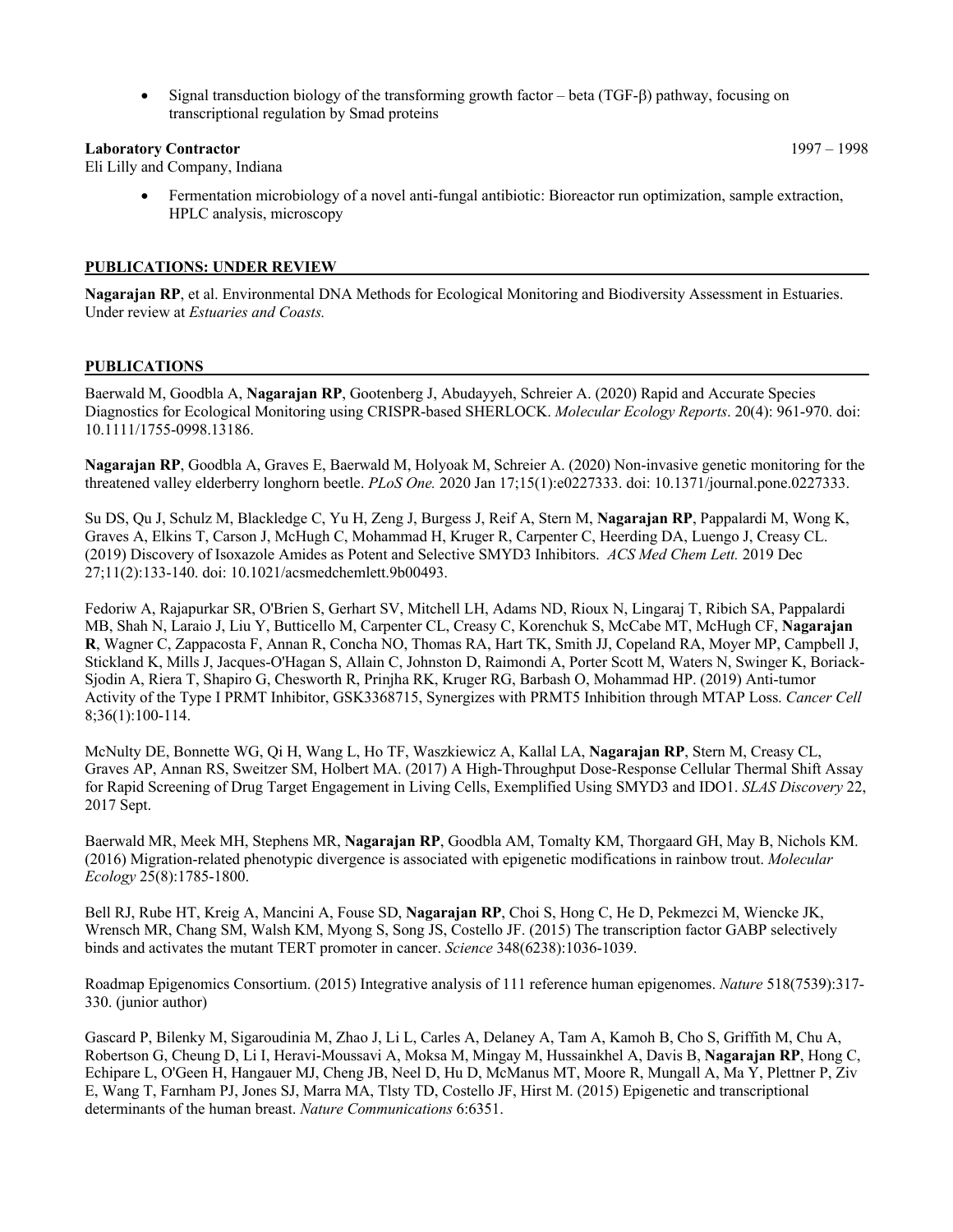- Signal transduction biology of the transforming growth factor – beta (TGF-β) pathway, focusing on transcriptional regulation by Smad proteins

**Laboratory Contractor** 1997 – 1998
Eli Lilly and Company, Indiana

- Fermentation microbiology of a novel anti-fungal antibiotic: Bioreactor run optimization, sample extraction, HPLC analysis, microscopy

## PUBLICATIONS: UNDER REVIEW

**Nagarajan RP**, et al. Environmental DNA Methods for Ecological Monitoring and Biodiversity Assessment in Estuaries. Under review at *Estuaries and Coasts.*

## PUBLICATIONS

Baerwald M, Goodbla A, **Nagarajan RP**, Gootenberg J, Abudayyeh, Schreier A. (2020) Rapid and Accurate Species Diagnostics for Ecological Monitoring using CRISPR-based SHERLOCK. *Molecular Ecology Reports*. 20(4): 961-970. doi: 10.1111/1755-0998.13186.

**Nagarajan RP**, Goodbla A, Graves E, Baerwald M, Holyoak M, Schreier A. (2020) Non-invasive genetic monitoring for the threatened valley elderberry longhorn beetle. *PLoS One.* 2020 Jan 17;15(1):e0227333. doi: 10.1371/journal.pone.0227333.

Su DS, Qu J, Schulz M, Blackledge C, Yu H, Zeng J, Burgess J, Reif A, Stern M, **Nagarajan RP**, Pappalardi M, Wong K, Graves A, Elkins T, Carson J, McHugh C, Mohammad H, Kruger R, Carpenter C, Heerding DA, Luengo J, Creasy CL. (2019) Discovery of Isoxazole Amides as Potent and Selective SMYD3 Inhibitors. *ACS Med Chem Lett.* 2019 Dec 27;11(2):133-140. doi: 10.1021/acsmedchemlett.9b00493.

Fedoriw A, Rajapurkar SR, O'Brien S, Gerhart SV, Mitchell LH, Adams ND, Rioux N, Lingaraj T, Ribich SA, Pappalardi MB, Shah N, Laraio J, Liu Y, Butticello M, Carpenter CL, Creasy C, Korenchuk S, McCabe MT, McHugh CF, **Nagarajan R**, Wagner C, Zappacosta F, Annan R, Concha NO, Thomas RA, Hart TK, Smith JJ, Copeland RA, Moyer MP, Campbell J, Stickland K, Mills J, Jacques-O'Hagan S, Allain C, Johnston D, Raimondi A, Porter Scott M, Waters N, Swinger K, Boriack-Sjodin A, Riera T, Shapiro G, Chesworth R, Prinjha RK, Kruger RG, Barbash O, Mohammad HP. (2019) Anti-tumor Activity of the Type I PRMT Inhibitor, GSK3368715, Synergizes with PRMT5 Inhibition through MTAP Loss. *Cancer Cell* 8;36(1):100-114.

McNulty DE, Bonnette WG, Qi H, Wang L, Ho TF, Waszkiewicz A, Kallal LA, **Nagarajan RP**, Stern M, Creasy CL, Graves AP, Annan RS, Sweitzer SM, Holbert MA. (2017) A High-Throughput Dose-Response Cellular Thermal Shift Assay for Rapid Screening of Drug Target Engagement in Living Cells, Exemplified Using SMYD3 and IDO1. *SLAS Discovery* 22, 2017 Sept.

Baerwald MR, Meek MH, Stephens MR, **Nagarajan RP**, Goodbla AM, Tomalty KM, Thorgaard GH, May B, Nichols KM. (2016) Migration-related phenotypic divergence is associated with epigenetic modifications in rainbow trout. *Molecular Ecology* 25(8):1785-1800.

Bell RJ, Rube HT, Kreig A, Mancini A, Fouse SD, **Nagarajan RP**, Choi S, Hong C, He D, Pekmezci M, Wiencke JK, Wrensch MR, Chang SM, Walsh KM, Myong S, Song JS, Costello JF. (2015) The transcription factor GABP selectively binds and activates the mutant TERT promoter in cancer. *Science* 348(6238):1036-1039.

Roadmap Epigenomics Consortium. (2015) Integrative analysis of 111 reference human epigenomes. *Nature* 518(7539):317-330. (junior author)

Gascard P, Bilenky M, Sigaroudinia M, Zhao J, Li L, Carles A, Delaney A, Tam A, Kamoh B, Cho S, Griffith M, Chu A, Robertson G, Cheung D, Li I, Heravi-Moussavi A, Moksa M, Mingay M, Hussainkhel A, Davis B, **Nagarajan RP**, Hong C, Echipare L, O'Geen H, Hangauer MJ, Cheng JB, Neel D, Hu D, McManus MT, Moore R, Mungall A, Ma Y, Plettner P, Ziv E, Wang T, Farnham PJ, Jones SJ, Marra MA, Tlsty TD, Costello JF, Hirst M. (2015) Epigenetic and transcriptional determinants of the human breast. *Nature Communications* 6:6351.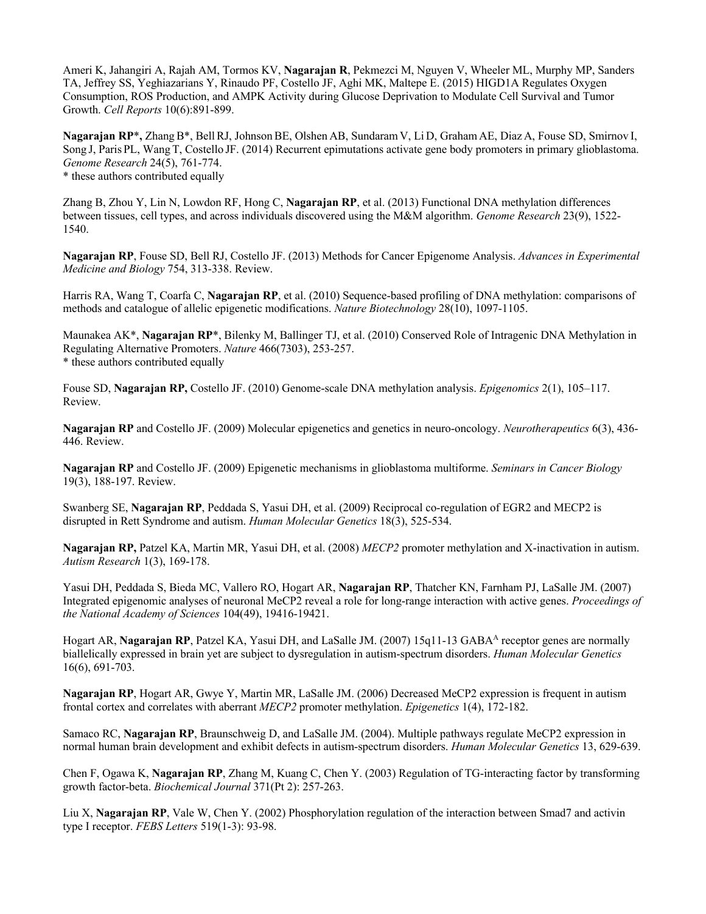Ameri K, Jahangiri A, Rajah AM, Tormos KV, **Nagarajan R**, Pekmezci M, Nguyen V, Wheeler ML, Murphy MP, Sanders TA, Jeffrey SS, Yeghiazarians Y, Rinaudo PF, Costello JF, Aghi MK, Maltepe E. (2015) HIGD1A Regulates Oxygen Consumption, ROS Production, and AMPK Activity during Glucose Deprivation to Modulate Cell Survival and Tumor Growth. *Cell Reports* 10(6):891-899.

**Nagarajan RP\***, Zhang B\*, Bell RJ, Johnson BE, Olshen AB, Sundaram V, Li D, Graham AE, Diaz A, Fouse SD, Smirnov I, Song J, Paris PL, Wang T, Costello JF. (2014) Recurrent epimutations activate gene body promoters in primary glioblastoma. *Genome Research* 24(5), 761-774.
\* these authors contributed equally

Zhang B, Zhou Y, Lin N, Lowdon RF, Hong C, **Nagarajan RP**, et al. (2013) Functional DNA methylation differences between tissues, cell types, and across individuals discovered using the M&M algorithm. *Genome Research* 23(9), 1522-1540.

**Nagarajan RP**, Fouse SD, Bell RJ, Costello JF. (2013) Methods for Cancer Epigenome Analysis. *Advances in Experimental Medicine and Biology* 754, 313-338. Review.

Harris RA, Wang T, Coarfa C, **Nagarajan RP**, et al. (2010) Sequence-based profiling of DNA methylation: comparisons of methods and catalogue of allelic epigenetic modifications. *Nature Biotechnology* 28(10), 1097-1105.

Maunakea AK\*, **Nagarajan RP**\*, Bilenky M, Ballinger TJ, et al. (2010) Conserved Role of Intragenic DNA Methylation in Regulating Alternative Promoters. *Nature* 466(7303), 253-257.
\* these authors contributed equally

Fouse SD, **Nagarajan RP,** Costello JF. (2010) Genome-scale DNA methylation analysis. *Epigenomics* 2(1), 105–117. Review.

**Nagarajan RP** and Costello JF. (2009) Molecular epigenetics and genetics in neuro-oncology. *Neurotherapeutics* 6(3), 436-446. Review.

**Nagarajan RP** and Costello JF. (2009) Epigenetic mechanisms in glioblastoma multiforme. *Seminars in Cancer Biology* 19(3), 188-197. Review.

Swanberg SE, **Nagarajan RP**, Peddada S, Yasui DH, et al. (2009) Reciprocal co-regulation of EGR2 and MECP2 is disrupted in Rett Syndrome and autism. *Human Molecular Genetics* 18(3), 525-534.

**Nagarajan RP,** Patzel KA, Martin MR, Yasui DH, et al. (2008) *MECP2* promoter methylation and X-inactivation in autism. *Autism Research* 1(3), 169-178.

Yasui DH, Peddada S, Bieda MC, Vallero RO, Hogart AR, **Nagarajan RP**, Thatcher KN, Farnham PJ, LaSalle JM. (2007) Integrated epigenomic analyses of neuronal MeCP2 reveal a role for long-range interaction with active genes. *Proceedings of the National Academy of Sciences* 104(49), 19416-19421.

Hogart AR, **Nagarajan RP**, Patzel KA, Yasui DH, and LaSalle JM. (2007) 15q11-13 $GABA^{A}$ receptor genes are normally biallelically expressed in brain yet are subject to dysregulation in autism-spectrum disorders. *Human Molecular Genetics* 16(6), 691-703.

**Nagarajan RP**, Hogart AR, Gwye Y, Martin MR, LaSalle JM. (2006) Decreased MeCP2 expression is frequent in autism frontal cortex and correlates with aberrant *MECP2* promoter methylation. *Epigenetics* 1(4), 172-182.

Samaco RC, **Nagarajan RP**, Braunschweig D, and LaSalle JM. (2004). Multiple pathways regulate MeCP2 expression in normal human brain development and exhibit defects in autism-spectrum disorders. *Human Molecular Genetics* 13, 629-639.

Chen F, Ogawa K, **Nagarajan RP**, Zhang M, Kuang C, Chen Y. (2003) Regulation of TG-interacting factor by transforming growth factor-beta. *Biochemical Journal* 371(Pt 2): 257-263.

Liu X, **Nagarajan RP**, Vale W, Chen Y. (2002) Phosphorylation regulation of the interaction between Smad7 and activin type I receptor. *FEBS Letters* 519(1-3): 93-98.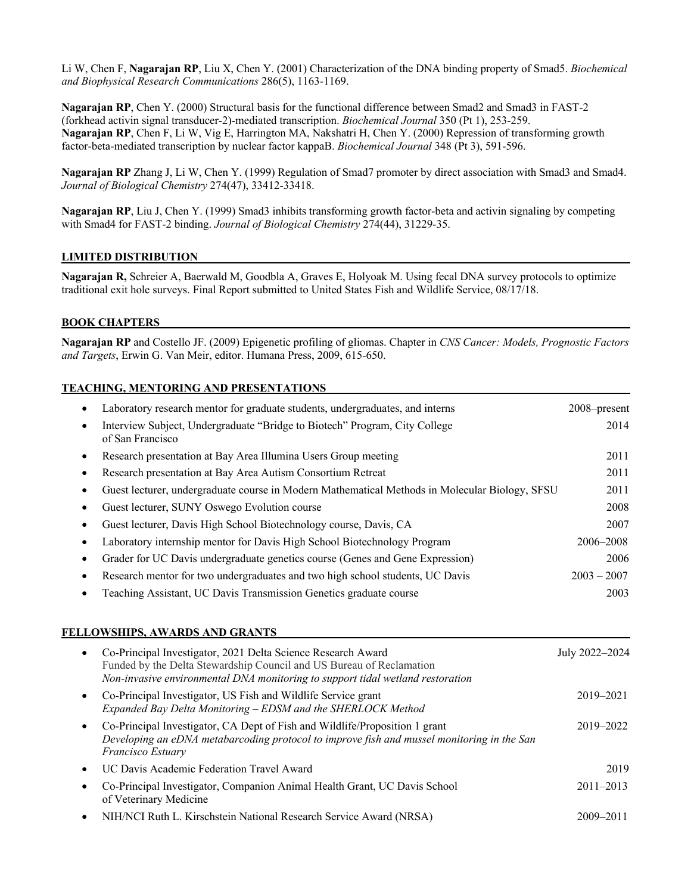Li W, Chen F, **Nagarajan RP**, Liu X, Chen Y. (2001) Characterization of the DNA binding property of Smad5. *Biochemical and Biophysical Research Communications* 286(5), 1163-1169.

**Nagarajan RP**, Chen Y. (2000) Structural basis for the functional difference between Smad2 and Smad3 in FAST-2 (forkhead activin signal transducer-2)-mediated transcription. *Biochemical Journal* 350 (Pt 1), 253-259.
**Nagarajan RP**, Chen F, Li W, Vig E, Harrington MA, Nakshatri H, Chen Y. (2000) Repression of transforming growth factor-beta-mediated transcription by nuclear factor kappaB. *Biochemical Journal* 348 (Pt 3), 591-596.

**Nagarajan RP** Zhang J, Li W, Chen Y. (1999) Regulation of Smad7 promoter by direct association with Smad3 and Smad4. *Journal of Biological Chemistry* 274(47), 33412-33418.

**Nagarajan RP**, Liu J, Chen Y. (1999) Smad3 inhibits transforming growth factor-beta and activin signaling by competing with Smad4 for FAST-2 binding. *Journal of Biological Chemistry* 274(44), 31229-35.

## LIMITED DISTRIBUTION

**Nagarajan R,** Schreier A, Baerwald M, Goodbla A, Graves E, Holyoak M. Using fecal DNA survey protocols to optimize traditional exit hole surveys. Final Report submitted to United States Fish and Wildlife Service, 08/17/18.

## BOOK CHAPTERS

**Nagarajan RP** and Costello JF. (2009) Epigenetic profiling of gliomas. Chapter in *CNS Cancer: Models, Prognostic Factors and Targets*, Erwin G. Van Meir, editor. Humana Press, 2009, 615-650.

## TEACHING, MENTORING AND PRESENTATIONS

- Laboratory research mentor for graduate students, undergraduates, and interns — 2008–present
- Interview Subject, Undergraduate "Bridge to Biotech" Program, City College of San Francisco — 2014
- Research presentation at Bay Area Illumina Users Group meeting — 2011
- Research presentation at Bay Area Autism Consortium Retreat — 2011
- Guest lecturer, undergraduate course in Modern Mathematical Methods in Molecular Biology, SFSU — 2011
- Guest lecturer, SUNY Oswego Evolution course — 2008
- Guest lecturer, Davis High School Biotechnology course, Davis, CA — 2007
- Laboratory internship mentor for Davis High School Biotechnology Program — 2006–2008
- Grader for UC Davis undergraduate genetics course (Genes and Gene Expression) — 2006
- Research mentor for two undergraduates and two high school students, UC Davis — 2003 – 2007
- Teaching Assistant, UC Davis Transmission Genetics graduate course — 2003

## FELLOWSHIPS, AWARDS AND GRANTS

- Co-Principal Investigator, 2021 Delta Science Research Award — July 2022–2024
  Funded by the Delta Stewardship Council and US Bureau of Reclamation
  *Non-invasive environmental DNA monitoring to support tidal wetland restoration*
- Co-Principal Investigator, US Fish and Wildlife Service grant — 2019–2021
  *Expanded Bay Delta Monitoring – EDSM and the SHERLOCK Method*
- Co-Principal Investigator, CA Dept of Fish and Wildlife/Proposition 1 grant — 2019–2022
  *Developing an eDNA metabarcoding protocol to improve fish and mussel monitoring in the San Francisco Estuary*
- UC Davis Academic Federation Travel Award — 2019
- Co-Principal Investigator, Companion Animal Health Grant, UC Davis School of Veterinary Medicine — 2011–2013
- NIH/NCI Ruth L. Kirschstein National Research Service Award (NRSA) — 2009–2011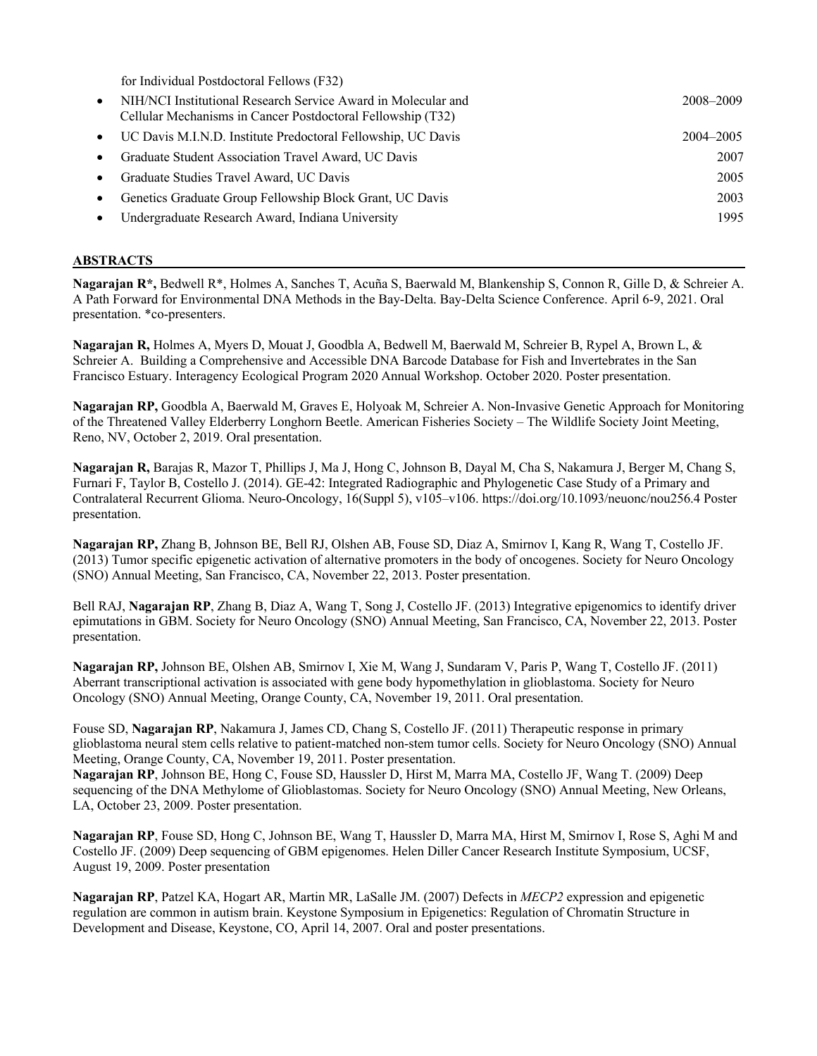for Individual Postdoctoral Fellows (F32)

- NIH/NCI Institutional Research Service Award in Molecular and Cellular Mechanisms in Cancer Postdoctoral Fellowship (T32) — 2008–2009
- UC Davis M.I.N.D. Institute Predoctoral Fellowship, UC Davis — 2004–2005
- Graduate Student Association Travel Award, UC Davis — 2007
- Graduate Studies Travel Award, UC Davis — 2005
- Genetics Graduate Group Fellowship Block Grant, UC Davis — 2003
- Undergraduate Research Award, Indiana University — 1995

## ABSTRACTS

**Nagarajan R\*,** Bedwell R\*, Holmes A, Sanches T, Acuña S, Baerwald M, Blankenship S, Connon R, Gille D, & Schreier A. A Path Forward for Environmental DNA Methods in the Bay-Delta. Bay-Delta Science Conference. April 6-9, 2021. Oral presentation. \*co-presenters.

**Nagarajan R,** Holmes A, Myers D, Mouat J, Goodbla A, Bedwell M, Baerwald M, Schreier B, Rypel A, Brown L, & Schreier A. Building a Comprehensive and Accessible DNA Barcode Database for Fish and Invertebrates in the San Francisco Estuary. Interagency Ecological Program 2020 Annual Workshop. October 2020. Poster presentation.

**Nagarajan RP,** Goodbla A, Baerwald M, Graves E, Holyoak M, Schreier A. Non-Invasive Genetic Approach for Monitoring of the Threatened Valley Elderberry Longhorn Beetle. American Fisheries Society – The Wildlife Society Joint Meeting, Reno, NV, October 2, 2019. Oral presentation.

**Nagarajan R,** Barajas R, Mazor T, Phillips J, Ma J, Hong C, Johnson B, Dayal M, Cha S, Nakamura J, Berger M, Chang S, Furnari F, Taylor B, Costello J. (2014). GE-42: Integrated Radiographic and Phylogenetic Case Study of a Primary and Contralateral Recurrent Glioma. Neuro-Oncology, 16(Suppl 5), v105–v106. https://doi.org/10.1093/neuonc/nou256.4 Poster presentation.

**Nagarajan RP,** Zhang B, Johnson BE, Bell RJ, Olshen AB, Fouse SD, Diaz A, Smirnov I, Kang R, Wang T, Costello JF. (2013) Tumor specific epigenetic activation of alternative promoters in the body of oncogenes. Society for Neuro Oncology (SNO) Annual Meeting, San Francisco, CA, November 22, 2013. Poster presentation.

Bell RAJ, **Nagarajan RP**, Zhang B, Diaz A, Wang T, Song J, Costello JF. (2013) Integrative epigenomics to identify driver epimutations in GBM. Society for Neuro Oncology (SNO) Annual Meeting, San Francisco, CA, November 22, 2013. Poster presentation.

**Nagarajan RP,** Johnson BE, Olshen AB, Smirnov I, Xie M, Wang J, Sundaram V, Paris P, Wang T, Costello JF. (2011) Aberrant transcriptional activation is associated with gene body hypomethylation in glioblastoma. Society for Neuro Oncology (SNO) Annual Meeting, Orange County, CA, November 19, 2011. Oral presentation.

Fouse SD, **Nagarajan RP**, Nakamura J, James CD, Chang S, Costello JF. (2011) Therapeutic response in primary glioblastoma neural stem cells relative to patient-matched non-stem tumor cells. Society for Neuro Oncology (SNO) Annual Meeting, Orange County, CA, November 19, 2011. Poster presentation.

**Nagarajan RP**, Johnson BE, Hong C, Fouse SD, Haussler D, Hirst M, Marra MA, Costello JF, Wang T. (2009) Deep sequencing of the DNA Methylome of Glioblastomas. Society for Neuro Oncology (SNO) Annual Meeting, New Orleans, LA, October 23, 2009. Poster presentation.

**Nagarajan RP**, Fouse SD, Hong C, Johnson BE, Wang T, Haussler D, Marra MA, Hirst M, Smirnov I, Rose S, Aghi M and Costello JF. (2009) Deep sequencing of GBM epigenomes. Helen Diller Cancer Research Institute Symposium, UCSF, August 19, 2009. Poster presentation

**Nagarajan RP**, Patzel KA, Hogart AR, Martin MR, LaSalle JM. (2007) Defects in *MECP2* expression and epigenetic regulation are common in autism brain. Keystone Symposium in Epigenetics: Regulation of Chromatin Structure in Development and Disease, Keystone, CO, April 14, 2007. Oral and poster presentations.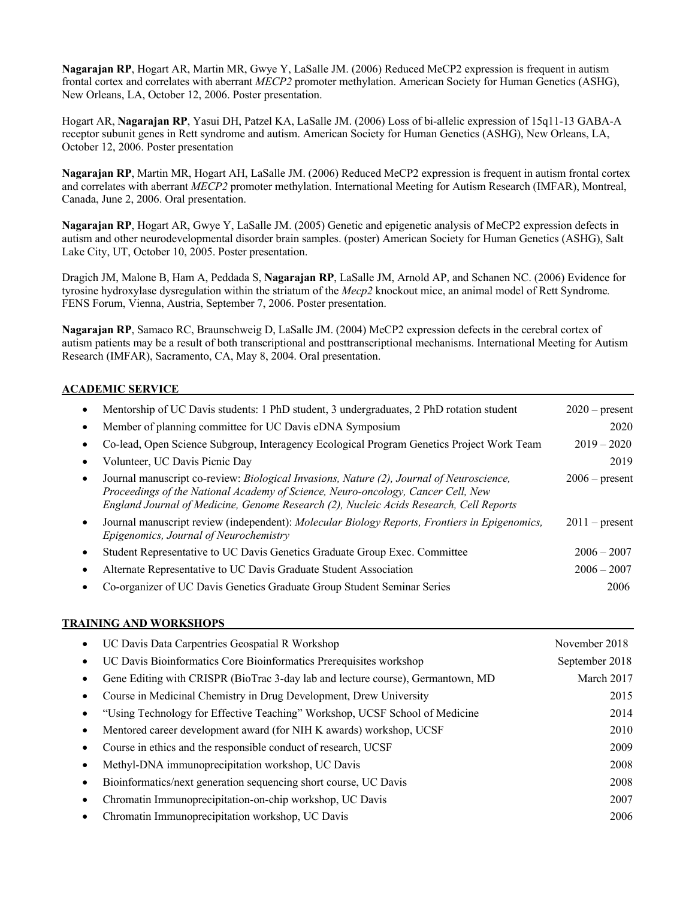**Nagarajan RP**, Hogart AR, Martin MR, Gwye Y, LaSalle JM. (2006) Reduced MeCP2 expression is frequent in autism frontal cortex and correlates with aberrant *MECP2* promoter methylation. American Society for Human Genetics (ASHG), New Orleans, LA, October 12, 2006. Poster presentation.

Hogart AR, **Nagarajan RP**, Yasui DH, Patzel KA, LaSalle JM. (2006) Loss of bi-allelic expression of 15q11-13 GABA-A receptor subunit genes in Rett syndrome and autism. American Society for Human Genetics (ASHG), New Orleans, LA, October 12, 2006. Poster presentation

**Nagarajan RP**, Martin MR, Hogart AH, LaSalle JM. (2006) Reduced MeCP2 expression is frequent in autism frontal cortex and correlates with aberrant *MECP2* promoter methylation. International Meeting for Autism Research (IMFAR), Montreal, Canada, June 2, 2006. Oral presentation.

**Nagarajan RP**, Hogart AR, Gwye Y, LaSalle JM. (2005) Genetic and epigenetic analysis of MeCP2 expression defects in autism and other neurodevelopmental disorder brain samples. (poster) American Society for Human Genetics (ASHG), Salt Lake City, UT, October 10, 2005. Poster presentation.

Dragich JM, Malone B, Ham A, Peddada S, **Nagarajan RP**, LaSalle JM, Arnold AP, and Schanen NC. (2006) Evidence for tyrosine hydroxylase dysregulation within the striatum of the *Mecp2* knockout mice, an animal model of Rett Syndrome*.* FENS Forum, Vienna, Austria, September 7, 2006. Poster presentation.

**Nagarajan RP**, Samaco RC, Braunschweig D, LaSalle JM. (2004) MeCP2 expression defects in the cerebral cortex of autism patients may be a result of both transcriptional and posttranscriptional mechanisms. International Meeting for Autism Research (IMFAR), Sacramento, CA, May 8, 2004. Oral presentation.

## ACADEMIC SERVICE

- Mentorship of UC Davis students: 1 PhD student, 3 undergraduates, 2 PhD rotation student — 2020 – present
- Member of planning committee for UC Davis eDNA Symposium — 2020
- Co-lead, Open Science Subgroup, Interagency Ecological Program Genetics Project Work Team — 2019 – 2020
- Volunteer, UC Davis Picnic Day — 2019
- Journal manuscript co-review: *Biological Invasions, Nature (2), Journal of Neuroscience, Proceedings of the National Academy of Science, Neuro-oncology, Cancer Cell, New England Journal of Medicine, Genome Research (2), Nucleic Acids Research, Cell Reports* — 2006 – present
- Journal manuscript review (independent): *Molecular Biology Reports, Frontiers in Epigenomics, Epigenomics, Journal of Neurochemistry* — 2011 – present
- Student Representative to UC Davis Genetics Graduate Group Exec. Committee — 2006 – 2007
- Alternate Representative to UC Davis Graduate Student Association — 2006 – 2007
- Co-organizer of UC Davis Genetics Graduate Group Student Seminar Series — 2006

## TRAINING AND WORKSHOPS

- UC Davis Data Carpentries Geospatial R Workshop — November 2018
- UC Davis Bioinformatics Core Bioinformatics Prerequisites workshop — September 2018
- Gene Editing with CRISPR (BioTrac 3-day lab and lecture course), Germantown, MD — March 2017
- Course in Medicinal Chemistry in Drug Development, Drew University — 2015
- "Using Technology for Effective Teaching" Workshop, UCSF School of Medicine — 2014
- Mentored career development award (for NIH K awards) workshop, UCSF — 2010
- Course in ethics and the responsible conduct of research, UCSF — 2009
- Methyl-DNA immunoprecipitation workshop, UC Davis — 2008
- Bioinformatics/next generation sequencing short course, UC Davis — 2008
- Chromatin Immunoprecipitation-on-chip workshop, UC Davis — 2007
- Chromatin Immunoprecipitation workshop, UC Davis — 2006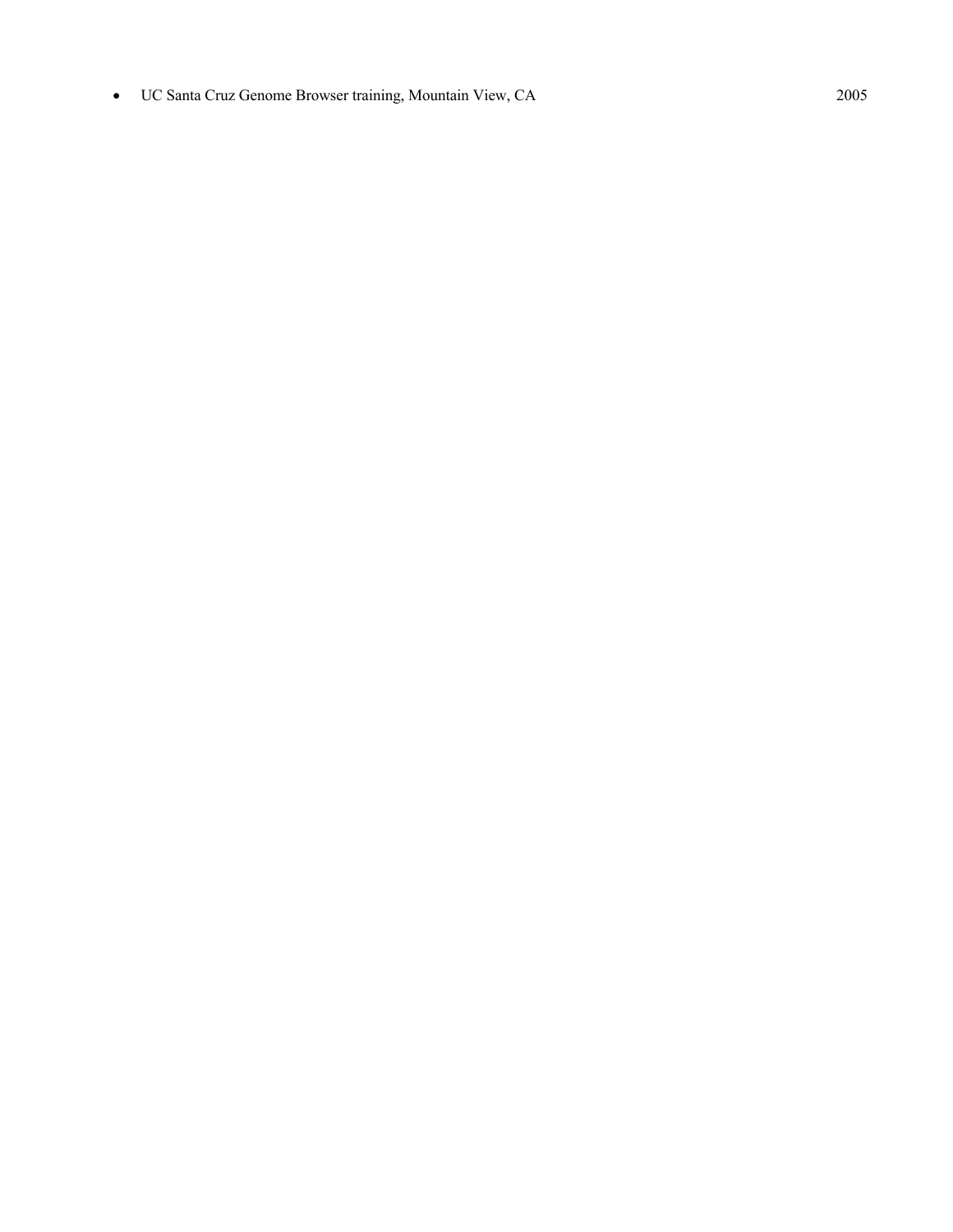- UC Santa Cruz Genome Browser training, Mountain View, CA 2005